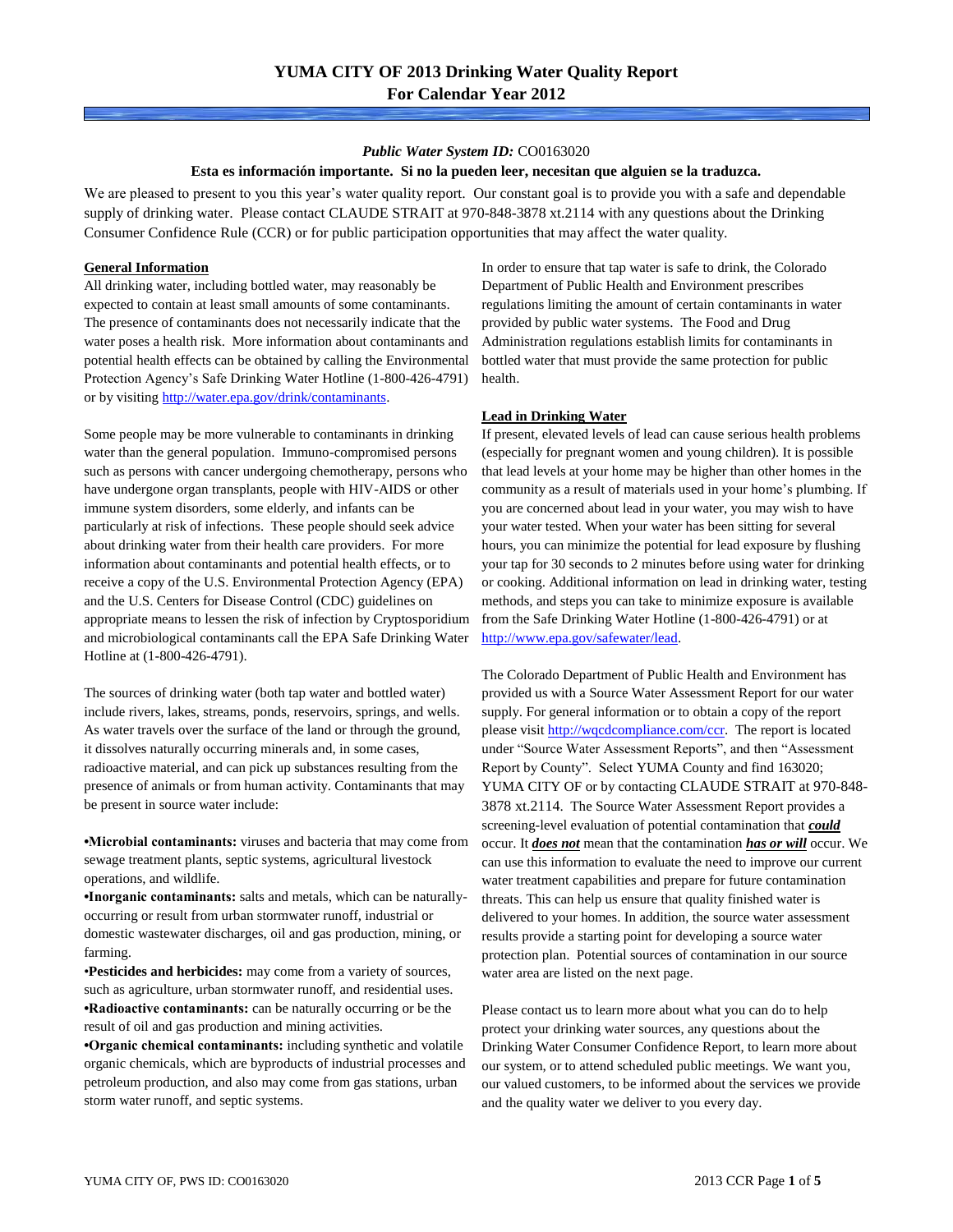# YUMA CITY OF 2013 Drinking Water Quality Report
# For Calendar Year 2012

***Public Water System ID:*** CO0163020

**Esta es información importante. Si no la pueden leer, necesitan que alguien se la traduzca.**

We are pleased to present to you this year's water quality report. Our constant goal is to provide you with a safe and dependable supply of drinking water. Please contact CLAUDE STRAIT at 970-848-3878 xt.2114 with any questions about the Drinking Consumer Confidence Rule (CCR) or for public participation opportunities that may affect the water quality.

## General Information

All drinking water, including bottled water, may reasonably be expected to contain at least small amounts of some contaminants. The presence of contaminants does not necessarily indicate that the water poses a health risk. More information about contaminants and potential health effects can be obtained by calling the Environmental Protection Agency's Safe Drinking Water Hotline (1-800-426-4791) or by visiting http://water.epa.gov/drink/contaminants.

Some people may be more vulnerable to contaminants in drinking water than the general population. Immuno-compromised persons such as persons with cancer undergoing chemotherapy, persons who have undergone organ transplants, people with HIV-AIDS or other immune system disorders, some elderly, and infants can be particularly at risk of infections. These people should seek advice about drinking water from their health care providers. For more information about contaminants and potential health effects, or to receive a copy of the U.S. Environmental Protection Agency (EPA) and the U.S. Centers for Disease Control (CDC) guidelines on appropriate means to lessen the risk of infection by Cryptosporidium and microbiological contaminants call the EPA Safe Drinking Water Hotline at (1-800-426-4791).

The sources of drinking water (both tap water and bottled water) include rivers, lakes, streams, ponds, reservoirs, springs, and wells. As water travels over the surface of the land or through the ground, it dissolves naturally occurring minerals and, in some cases, radioactive material, and can pick up substances resulting from the presence of animals or from human activity. Contaminants that may be present in source water include:

- **Microbial contaminants:** viruses and bacteria that may come from sewage treatment plants, septic systems, agricultural livestock operations, and wildlife.
- **Inorganic contaminants:** salts and metals, which can be naturally-occurring or result from urban stormwater runoff, industrial or domestic wastewater discharges, oil and gas production, mining, or farming.
- **Pesticides and herbicides:** may come from a variety of sources, such as agriculture, urban stormwater runoff, and residential uses.
- **Radioactive contaminants:** can be naturally occurring or be the result of oil and gas production and mining activities.
- **Organic chemical contaminants:** including synthetic and volatile organic chemicals, which are byproducts of industrial processes and petroleum production, and also may come from gas stations, urban storm water runoff, and septic systems.

In order to ensure that tap water is safe to drink, the Colorado Department of Public Health and Environment prescribes regulations limiting the amount of certain contaminants in water provided by public water systems. The Food and Drug Administration regulations establish limits for contaminants in bottled water that must provide the same protection for public health.

## Lead in Drinking Water

If present, elevated levels of lead can cause serious health problems (especially for pregnant women and young children). It is possible that lead levels at your home may be higher than other homes in the community as a result of materials used in your home's plumbing. If you are concerned about lead in your water, you may wish to have your water tested. When your water has been sitting for several hours, you can minimize the potential for lead exposure by flushing your tap for 30 seconds to 2 minutes before using water for drinking or cooking. Additional information on lead in drinking water, testing methods, and steps you can take to minimize exposure is available from the Safe Drinking Water Hotline (1-800-426-4791) or at http://www.epa.gov/safewater/lead.

The Colorado Department of Public Health and Environment has provided us with a Source Water Assessment Report for our water supply. For general information or to obtain a copy of the report please visit http://wqcdcompliance.com/ccr. The report is located under "Source Water Assessment Reports", and then "Assessment Report by County". Select YUMA County and find 163020; YUMA CITY OF or by contacting CLAUDE STRAIT at 970-848-3878 xt.2114. The Source Water Assessment Report provides a screening-level evaluation of potential contamination that ***could*** occur. It ***does not*** mean that the contamination ***has or will*** occur. We can use this information to evaluate the need to improve our current water treatment capabilities and prepare for future contamination threats. This can help us ensure that quality finished water is delivered to your homes. In addition, the source water assessment results provide a starting point for developing a source water protection plan. Potential sources of contamination in our source water area are listed on the next page.

Please contact us to learn more about what you can do to help protect your drinking water sources, any questions about the Drinking Water Consumer Confidence Report, to learn more about our system, or to attend scheduled public meetings. We want you, our valued customers, to be informed about the services we provide and the quality water we deliver to you every day.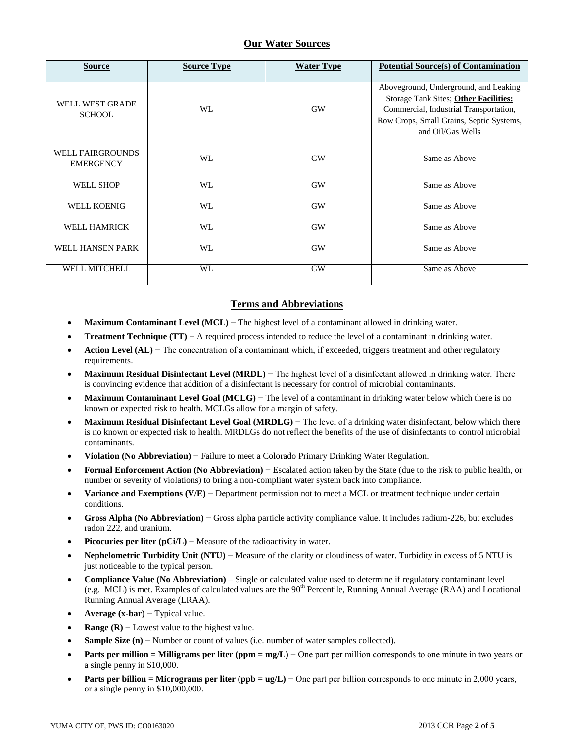## Our Water Sources

| Source | Source Type | Water Type | Potential Source(s) of Contamination |
| --- | --- | --- | --- |
| WELL WEST GRADE SCHOOL | WL | GW | Aboveground, Underground, and Leaking Storage Tank Sites; **Other Facilities:** Commercial, Industrial Transportation, Row Crops, Small Grains, Septic Systems, and Oil/Gas Wells |
| WELL FAIRGROUNDS EMERGENCY | WL | GW | Same as Above |
| WELL SHOP | WL | GW | Same as Above |
| WELL KOENIG | WL | GW | Same as Above |
| WELL HAMRICK | WL | GW | Same as Above |
| WELL HANSEN PARK | WL | GW | Same as Above |
| WELL MITCHELL | WL | GW | Same as Above |

## Terms and Abbreviations

- **Maximum Contaminant Level (MCL)** − The highest level of a contaminant allowed in drinking water.
- **Treatment Technique (TT)** − A required process intended to reduce the level of a contaminant in drinking water.
- **Action Level (AL)** − The concentration of a contaminant which, if exceeded, triggers treatment and other regulatory requirements.
- **Maximum Residual Disinfectant Level (MRDL)** − The highest level of a disinfectant allowed in drinking water. There is convincing evidence that addition of a disinfectant is necessary for control of microbial contaminants.
- **Maximum Contaminant Level Goal (MCLG)** − The level of a contaminant in drinking water below which there is no known or expected risk to health. MCLGs allow for a margin of safety.
- **Maximum Residual Disinfectant Level Goal (MRDLG)** − The level of a drinking water disinfectant, below which there is no known or expected risk to health. MRDLGs do not reflect the benefits of the use of disinfectants to control microbial contaminants.
- **Violation (No Abbreviation)** − Failure to meet a Colorado Primary Drinking Water Regulation.
- **Formal Enforcement Action (No Abbreviation)** − Escalated action taken by the State (due to the risk to public health, or number or severity of violations) to bring a non-compliant water system back into compliance.
- **Variance and Exemptions (V/E)** − Department permission not to meet a MCL or treatment technique under certain conditions.
- **Gross Alpha (No Abbreviation)** − Gross alpha particle activity compliance value. It includes radium-226, but excludes radon 222, and uranium.
- **Picocuries per liter (pCi/L)** − Measure of the radioactivity in water.
- **Nephelometric Turbidity Unit (NTU)** − Measure of the clarity or cloudiness of water. Turbidity in excess of 5 NTU is just noticeable to the typical person.
- **Compliance Value (No Abbreviation)** – Single or calculated value used to determine if regulatory contaminant level (e.g. MCL) is met. Examples of calculated values are the 90$^{th}$ Percentile, Running Annual Average (RAA) and Locational Running Annual Average (LRAA).
- **Average (x-bar)** − Typical value.
- **Range (R)** − Lowest value to the highest value.
- **Sample Size (n)** − Number or count of values (i.e. number of water samples collected).
- **Parts per million = Milligrams per liter (ppm = mg/L)** − One part per million corresponds to one minute in two years or a single penny in $10,000.
- **Parts per billion = Micrograms per liter (ppb = ug/L)** − One part per billion corresponds to one minute in 2,000 years, or a single penny in $10,000,000.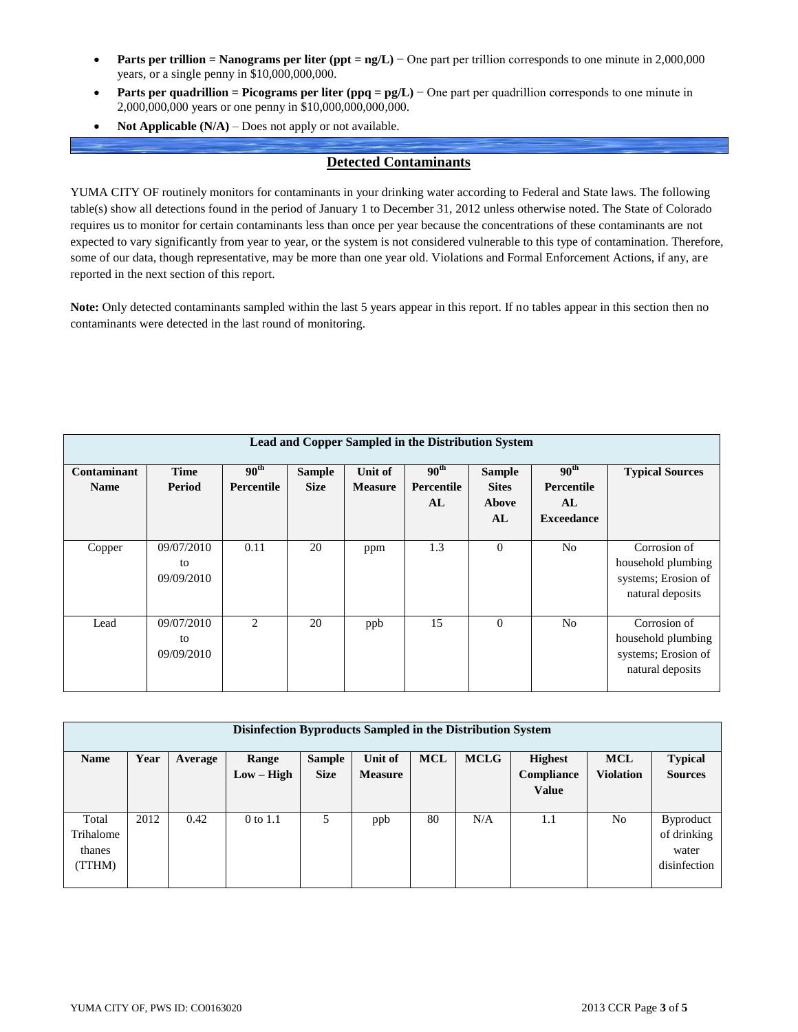- **Parts per trillion = Nanograms per liter (ppt = ng/L)** − One part per trillion corresponds to one minute in 2,000,000 years, or a single penny in $10,000,000,000.
- **Parts per quadrillion = Picograms per liter (ppq = pg/L)** − One part per quadrillion corresponds to one minute in 2,000,000,000 years or one penny in $10,000,000,000,000.
- **Not Applicable (N/A)** – Does not apply or not available.

## Detected Contaminants

YUMA CITY OF routinely monitors for contaminants in your drinking water according to Federal and State laws. The following table(s) show all detections found in the period of January 1 to December 31, 2012 unless otherwise noted. The State of Colorado requires us to monitor for certain contaminants less than once per year because the concentrations of these contaminants are not expected to vary significantly from year to year, or the system is not considered vulnerable to this type of contamination. Therefore, some of our data, though representative, may be more than one year old. Violations and Formal Enforcement Actions, if any, are reported in the next section of this report.

**Note:** Only detected contaminants sampled within the last 5 years appear in this report. If no tables appear in this section then no contaminants were detected in the last round of monitoring.

**Lead and Copper Sampled in the Distribution System**

| Contaminant Name | Time Period | 90th Percentile | Sample Size | Unit of Measure | 90th Percentile AL | Sample Sites Above AL | 90th Percentile AL Exceedance | Typical Sources |
|---|---|---|---|---|---|---|---|---|
| Copper | 09/07/2010 to 09/09/2010 | 0.11 | 20 | ppm | 1.3 | 0 | No | Corrosion of household plumbing systems; Erosion of natural deposits |
| Lead | 09/07/2010 to 09/09/2010 | 2 | 20 | ppb | 15 | 0 | No | Corrosion of household plumbing systems; Erosion of natural deposits |

**Disinfection Byproducts Sampled in the Distribution System**

| Name | Year | Average | Range Low – High | Sample Size | Unit of Measure | MCL | MCLG | Highest Compliance Value | MCL Violation | Typical Sources |
|---|---|---|---|---|---|---|---|---|---|---|
| Total Trihalomethanes (TTHM) | 2012 | 0.42 | 0 to 1.1 | 5 | ppb | 80 | N/A | 1.1 | No | Byproduct of drinking water disinfection |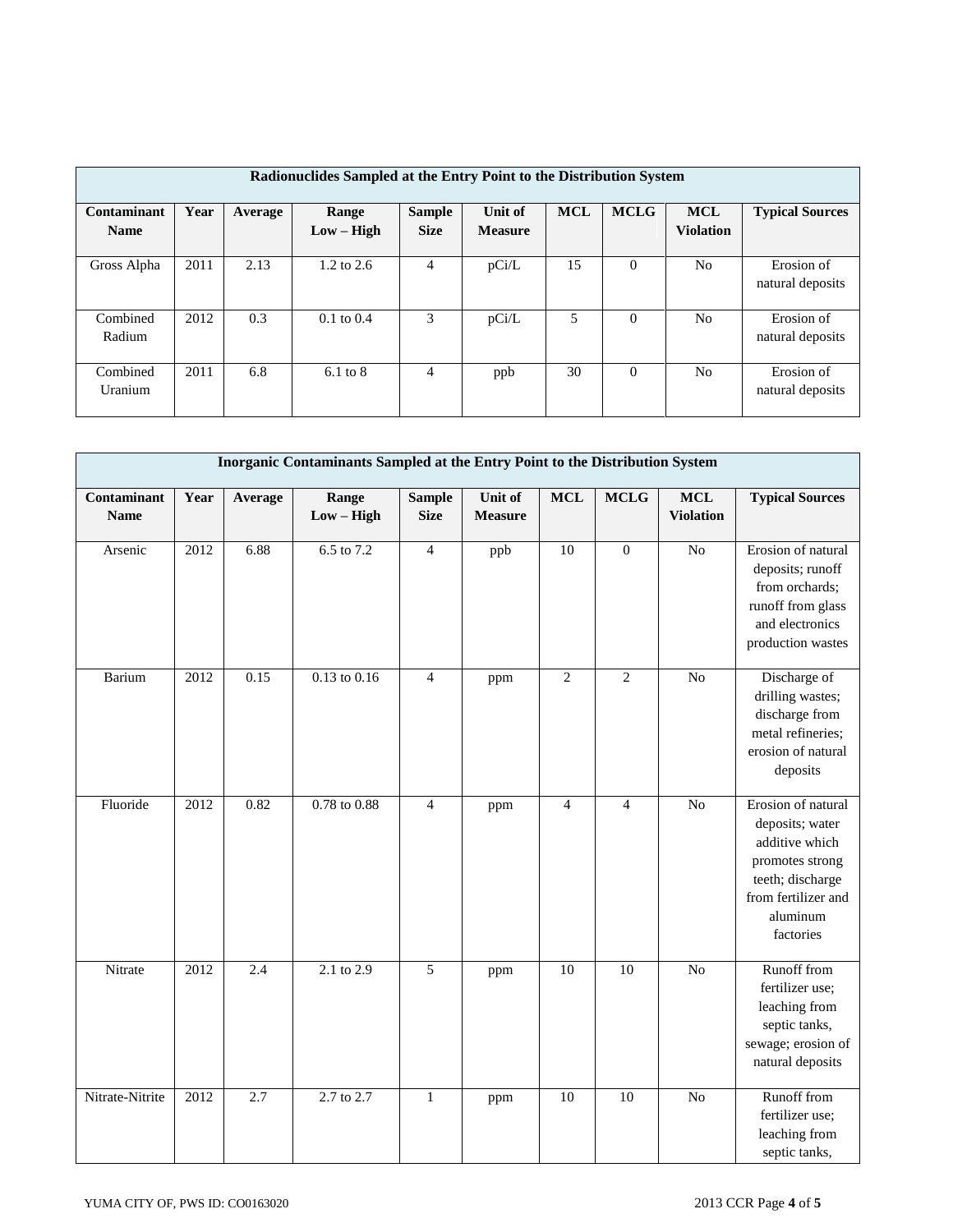| Radionuclides Sampled at the Entry Point to the Distribution System | | | | | | | | | |
|---|---|---|---|---|---|---|---|---|---|
| **Contaminant Name** | **Year** | **Average** | **Range Low – High** | **Sample Size** | **Unit of Measure** | **MCL** | **MCLG** | **MCL Violation** | **Typical Sources** |
| Gross Alpha | 2011 | 2.13 | 1.2 to 2.6 | 4 | pCi/L | 15 | 0 | No | Erosion of natural deposits |
| Combined Radium | 2012 | 0.3 | 0.1 to 0.4 | 3 | pCi/L | 5 | 0 | No | Erosion of natural deposits |
| Combined Uranium | 2011 | 6.8 | 6.1 to 8 | 4 | ppb | 30 | 0 | No | Erosion of natural deposits |

| Inorganic Contaminants Sampled at the Entry Point to the Distribution System | | | | | | | | | |
|---|---|---|---|---|---|---|---|---|---|
| **Contaminant Name** | **Year** | **Average** | **Range Low – High** | **Sample Size** | **Unit of Measure** | **MCL** | **MCLG** | **MCL Violation** | **Typical Sources** |
| Arsenic | 2012 | 6.88 | 6.5 to 7.2 | 4 | ppb | 10 | 0 | No | Erosion of natural deposits; runoff from orchards; runoff from glass and electronics production wastes |
| Barium | 2012 | 0.15 | 0.13 to 0.16 | 4 | ppm | 2 | 2 | No | Discharge of drilling wastes; discharge from metal refineries; erosion of natural deposits |
| Fluoride | 2012 | 0.82 | 0.78 to 0.88 | 4 | ppm | 4 | 4 | No | Erosion of natural deposits; water additive which promotes strong teeth; discharge from fertilizer and aluminum factories |
| Nitrate | 2012 | 2.4 | 2.1 to 2.9 | 5 | ppm | 10 | 10 | No | Runoff from fertilizer use; leaching from septic tanks, sewage; erosion of natural deposits |
| Nitrate-Nitrite | 2012 | 2.7 | 2.7 to 2.7 | 1 | ppm | 10 | 10 | No | Runoff from fertilizer use; leaching from septic tanks, |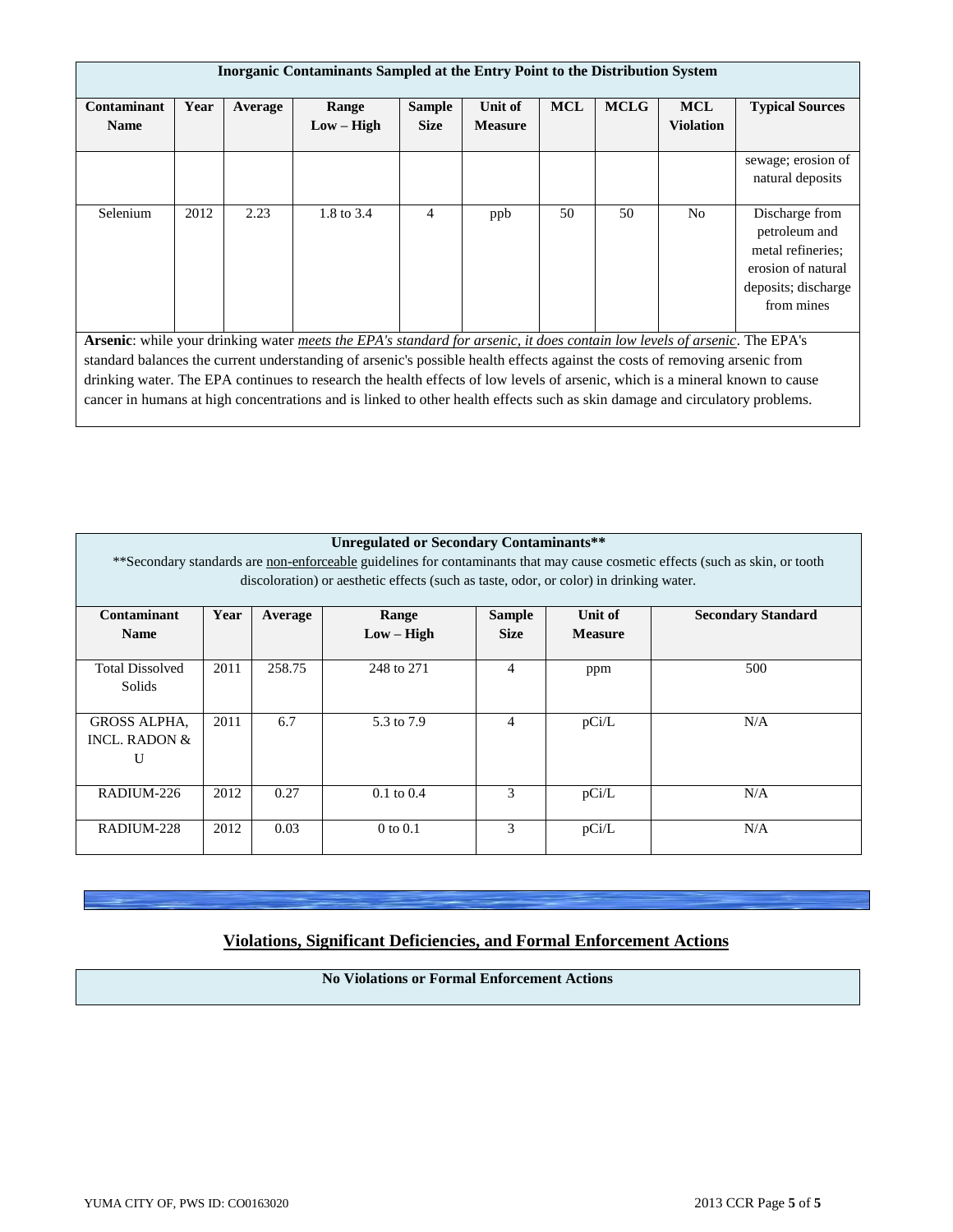| Inorganic Contaminants Sampled at the Entry Point to the Distribution System | | | | | | | | | |
|---|---|---|---|---|---|---|---|---|---|
| **Contaminant Name** | **Year** | **Average** | **Range Low – High** | **Sample Size** | **Unit of Measure** | **MCL** | **MCLG** | **MCL Violation** | **Typical Sources** |
| | | | | | | | | | sewage; erosion of natural deposits |
| Selenium | 2012 | 2.23 | 1.8 to 3.4 | 4 | ppb | 50 | 50 | No | Discharge from petroleum and metal refineries; erosion of natural deposits; discharge from mines |

**Arsenic**: while your drinking water *meets the EPA's standard for arsenic, it does contain low levels of arsenic*. The EPA's standard balances the current understanding of arsenic's possible health effects against the costs of removing arsenic from drinking water. The EPA continues to research the health effects of low levels of arsenic, which is a mineral known to cause cancer in humans at high concentrations and is linked to other health effects such as skin damage and circulatory problems.

**Unregulated or Secondary Contaminants****

**Secondary standards are non-enforceable guidelines for contaminants that may cause cosmetic effects (such as skin, or tooth discoloration) or aesthetic effects (such as taste, odor, or color) in drinking water.

| Contaminant Name | Year | Average | Range Low – High | Sample Size | Unit of Measure | Secondary Standard |
|---|---|---|---|---|---|---|
| Total Dissolved Solids | 2011 | 258.75 | 248 to 271 | 4 | ppm | 500 |
| GROSS ALPHA, INCL. RADON & U | 2011 | 6.7 | 5.3 to 7.9 | 4 | pCi/L | N/A |
| RADIUM-226 | 2012 | 0.27 | 0.1 to 0.4 | 3 | pCi/L | N/A |
| RADIUM-228 | 2012 | 0.03 | 0 to 0.1 | 3 | pCi/L | N/A |

## Violations, Significant Deficiencies, and Formal Enforcement Actions

**No Violations or Formal Enforcement Actions**